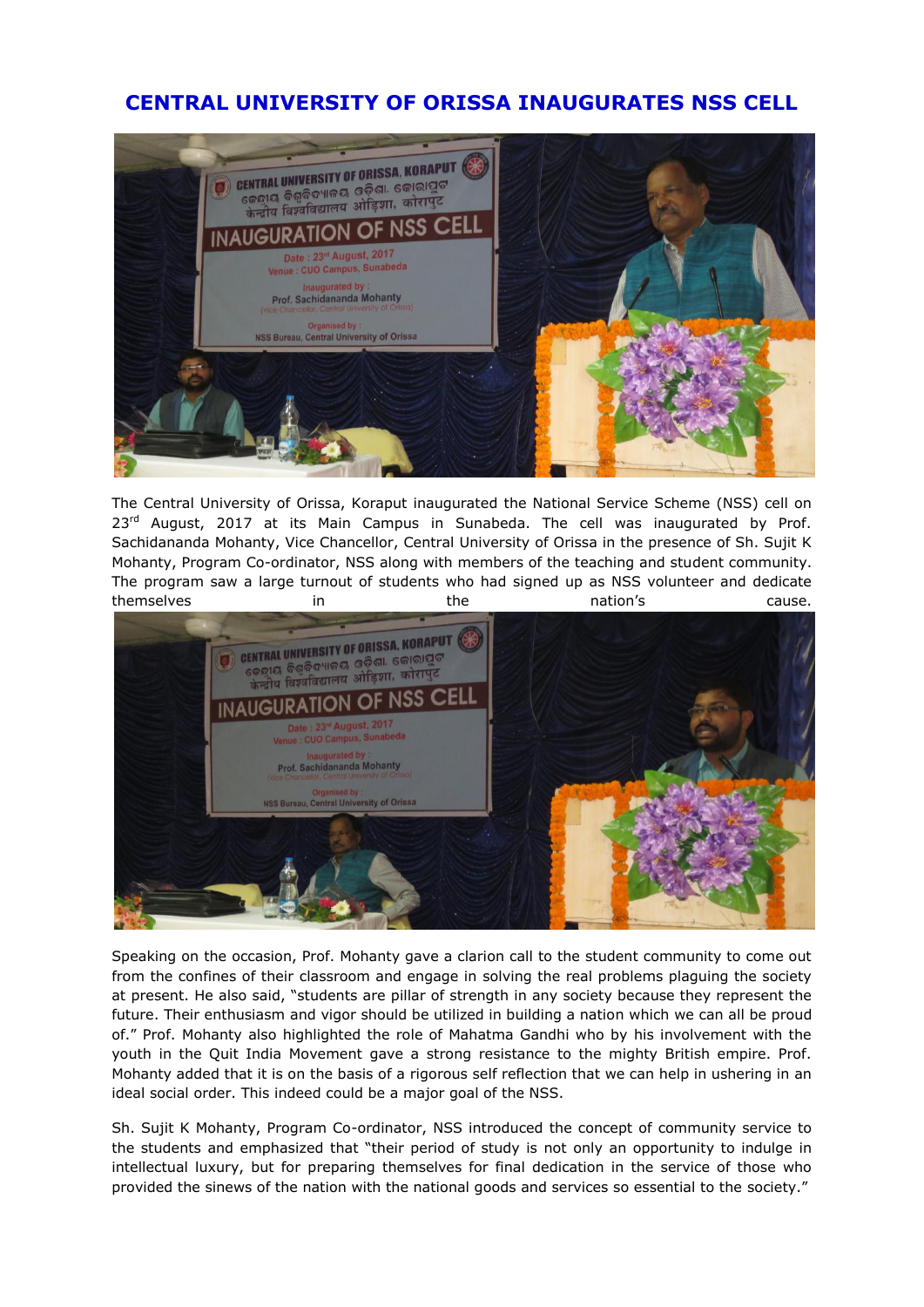# CENTRAL UNIVERSITY OF ORISSA INAUGURATES NSS CELL

The Central University of Orissa, Koraput inaugurated the National Service Scheme (NSS) cell on 23rd August, 2017 at its Main Campus in Sunabeda. The cell was inaugurated by Prof. Sachidananda Mohanty, Vice Chancellor, Central University of Orissa in the presence of Sh. Sujit K Mohanty, Program Co-ordinator, NSS along with members of the teaching and student community. The program saw a large turnout of students who had signed up as NSS volunteer and dedicate themselves in the nation's cause.

Speaking on the occasion, Prof. Mohanty gave a clarion call to the student community to come out from the confines of their classroom and engage in solving the real problems plaguing the society at present. He also said, "students are pillar of strength in any society because they represent the future. Their enthusiasm and vigor should be utilized in building a nation which we can all be proud of." Prof. Mohanty also highlighted the role of Mahatma Gandhi who by his involvement with the youth in the Quit India Movement gave a strong resistance to the mighty British empire. Prof. Mohanty added that it is on the basis of a rigorous self reflection that we can help in ushering in an ideal social order. This indeed could be a major goal of the NSS.

Sh. Sujit K Mohanty, Program Co-ordinator, NSS introduced the concept of community service to the students and emphasized that "their period of study is not only an opportunity to indulge in intellectual luxury, but for preparing themselves for final dedication in the service of those who provided the sinews of the nation with the national goods and services so essential to the society."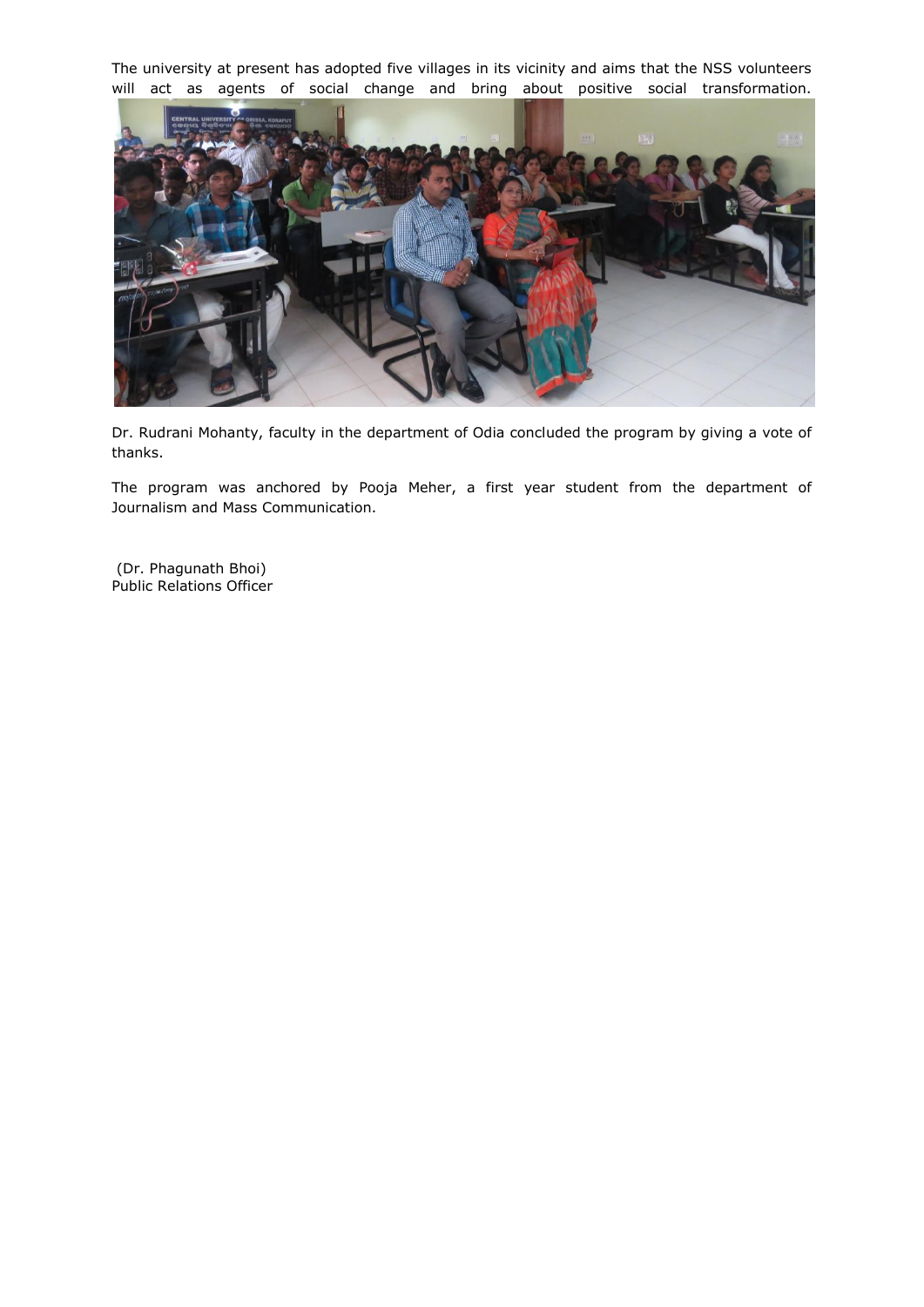The university at present has adopted five villages in its vicinity and aims that the NSS volunteers will act as agents of social change and bring about positive social transformation.

Dr. Rudrani Mohanty, faculty in the department of Odia concluded the program by giving a vote of thanks.

The program was anchored by Pooja Meher, a first year student from the department of Journalism and Mass Communication.

(Dr. Phagunath Bhoi)
Public Relations Officer